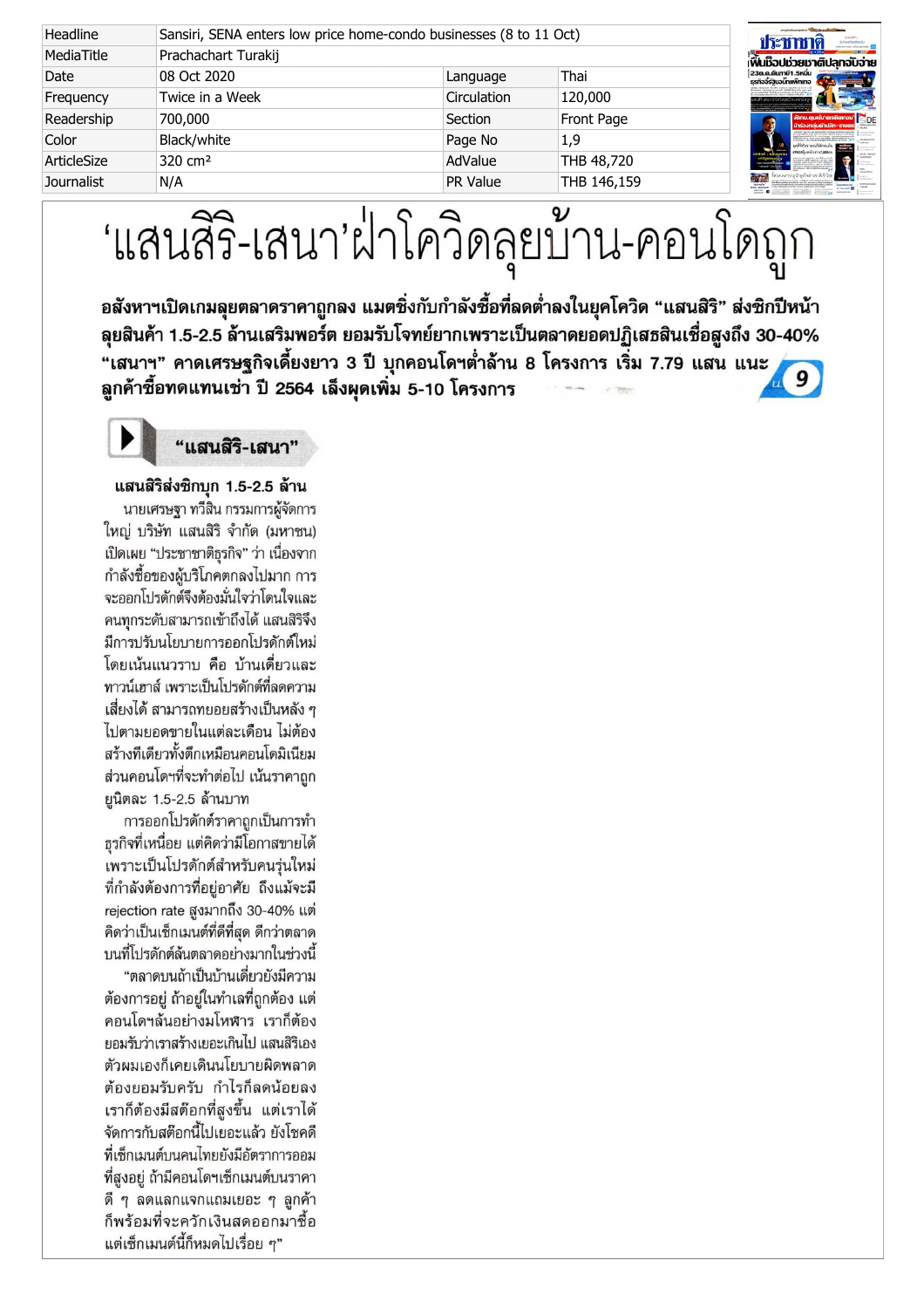| Headline | Sansiri, SENA enters low price home-condo businesses (8 to 11 Oct) | | |
|---|---|---|---|
| MediaTitle | Prachachart Turakij | | |
| Date | 08 Oct 2020 | Language | Thai |
| Frequency | Twice in a Week | Circulation | 120,000 |
| Readership | 700,000 | Section | Front Page |
| Color | Black/white | Page No | 1,9 |
| ArticleSize | 320 cm² | AdValue | THB 48,720 |
| Journalist | N/A | PR Value | THB 146,159 |

# 'แสนสิริ-เสนา'ฝ่าโควิดลุยบ้าน-คอนโดถูก

**อสังหาฯเปิดเกมลุยตลาดราคาถูกลง แมตชิ่งกับกำลังซื้อที่ลดต่ำลงในยุคโควิด "แสนสิริ" ส่งซิกปีหน้าลุยสินค้า 1.5-2.5 ล้านเสริมพอร์ต ยอมรับโจทย์ยากเพราะเป็นตลาดยอดปฏิเสธสินเชื่อสูงถึง 30-40% "เสนาฯ" คาดเศรษฐกิจเดี้ยงยาว 3 ปี บุกคอนโดฯต่ำล้าน 8 โครงการ เริ่ม 7.79 แสน แนะลูกค้าซื้อทดแทนเช่า ปี 2564 เล็งผุดเพิ่ม 5-10 โครงการ**

น. 9

## "แสนสิริ-เสนา"

### แสนสิริส่งซิกบุก 1.5-2.5 ล้าน

นายเศรษฐา ทวีสิน กรรมการผู้จัดการใหญ่ บริษัท แสนสิริ จำกัด (มหาชน) เปิดเผย "ประชาชาติธุรกิจ" ว่า เนื่องจากกำลังซื้อของผู้บริโภคตกลงไปมาก การจะออกโปรดักต์จึงต้องมั่นใจว่าโดนใจและคนทุกระดับสามารถเข้าถึงได้ แสนสิริจึงมีการปรับนโยบายการออกโปรดักต์ใหม่โดยเน้นแนวราบ คือ บ้านเดี่ยวและทาวน์เฮาส์ เพราะเป็นโปรดักต์ที่ลดความเสี่ยงได้ สามารถทยอยสร้างเป็นหลัง ๆ ไปตามยอดขายในแต่ละเดือน ไม่ต้องสร้างทีเดียวทั้งตึกเหมือนคอนโดมิเนียม ส่วนคอนโดฯที่จะทำต่อไป เน้นราคาถูกยูนิตละ 1.5-2.5 ล้านบาท

การออกโปรดักต์ราคาถูกเป็นการทำธุรกิจที่เหนื่อย แต่คิดว่ามีโอกาสขายได้เพราะเป็นโปรดักต์สำหรับคนรุ่นใหม่ที่กำลังต้องการที่อยู่อาศัย ถึงแม้จะมี rejection rate สูงมากถึง 30-40% แต่คิดว่าเป็นเซ็กเมนต์ที่ดีที่สุด ดีกว่าตลาดบนที่โปรดักต์ล้นตลาดอย่างมากในช่วงนี้

"ตลาดบนถ้าเป็นบ้านเดี่ยวยังมีความต้องการอยู่ ถ้าอยู่ในทำเลที่ถูกต้อง แต่คอนโดฯล้นอย่างมโหฬาร เราก็ต้องยอมรับว่าเราสร้างเยอะเกินไป แสนสิริเองตัวผมเองก็เคยเดินนโยบายผิดพลาด ต้องยอมรับครับ กำไรก็ลดน้อยลง เราก็ต้องมีสต๊อกที่สูงขึ้น แต่เราได้จัดการกับสต๊อกนี้ไปเยอะแล้ว ยังโชคดีที่เซ็กเมนต์บนคนไทยยังมีอัตราการออมที่สูงอยู่ ถ้ามีคอนโดฯเซ็กเมนต์บนราคาดี ๆ ลดแลกแจกแถมเยอะ ๆ ลูกค้าก็พร้อมที่จะควักเงินสดออกมาซื้อแต่เซ็กเมนต์นี้ก็หมดไปเรื่อย ๆ"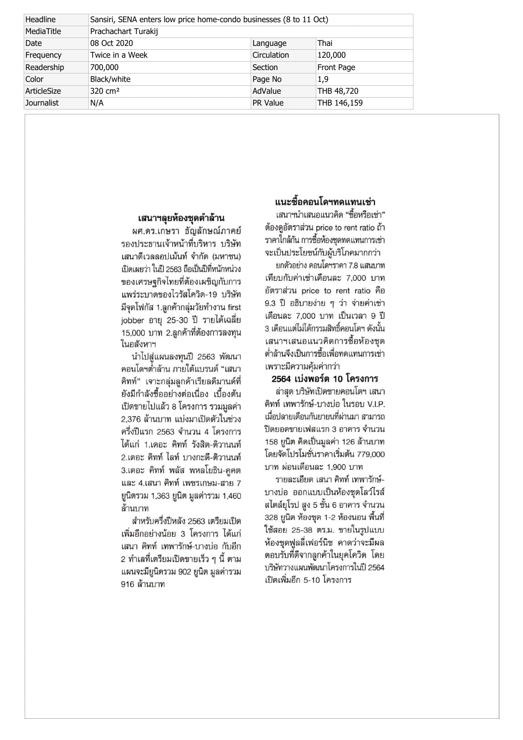| | | | |
|---|---|---|---|
| Headline | Sansiri, SENA enters low price home-condo businesses (8 to 11 Oct) | | |
| MediaTitle | Prachachart Turakij | | |
| Date | 08 Oct 2020 | Language | Thai |
| Frequency | Twice in a Week | Circulation | 120,000 |
| Readership | 700,000 | Section | Front Page |
| Color | Black/white | Page No | 1,9 |
| ArticleSize | 320 cm² | AdValue | THB 48,720 |
| Journalist | N/A | PR Value | THB 146,159 |

## เสนาฯลุยห้องชุดต่ำล้าน

ผศ.ดร.เกษรา ธัญลักษณ์ภาคย์ รองประธานเจ้าหน้าที่บริหาร บริษัท เสนาดีเวลลอปเม้นท์ จำกัด (มหาชน) เปิดเผยว่า ในปี 2563 ถือเป็นปีที่หนักหน่วงของเศรษฐกิจไทยที่ต้องเผชิญกับการแพร่ระบาดของไวรัสโควิด-19 บริษัทมีจุดโฟกัส 1.ลูกค้ากลุ่มวัยทำงาน first jobber อายุ 25-30 ปี รายได้เฉลี่ย 15,000 บาท 2.ลูกค้าที่ต้องการลงทุนในอสังหาฯ

นำไปสู่แผนลงทุนปี 2563 พัฒนาคอนโดฯต่ำล้าน ภายใต้แบรนด์ "เสนา คิทท์" เจาะกลุ่มลูกค้าเรียลดีมานด์ที่ยังมีกำลังซื้ออย่างต่อเนื่อง เบื้องต้นเปิดขายไปแล้ว 8 โครงการ รวมมูลค่า 2,376 ล้านบาท แบ่งมาเปิดตัวในช่วงครึ่งปีแรก 2563 จำนวน 4 โครงการ ได้แก่ 1.เดอะ คิทท์ รังสิต-ติวานนท์ 2.เดอะ คิทท์ ไลท์ บางกะดี-ติวานนท์ 3.เดอะ คิทท์ พลัส พหลโยธิน-คูคต และ 4.เสนา คิทท์ เพชรเกษม-สาย 7 ยูนิตรวม 1,363 ยูนิต มูลค่ารวม 1,460 ล้านบาท

สำหรับครึ่งปีหลัง 2563 เตรียมเปิดเพิ่มอีกอย่างน้อย 3 โครงการ ได้แก่ เสนา คิทท์ เทพารักษ์-บางบ่อ กับอีก 2 ทำเลที่เตรียมเปิดขายเร็ว ๆ นี้ ตามแผนจะมียูนิตรวม 902 ยูนิต มูลค่ารวม 916 ล้านบาท

## แนะซื้อคอนโดฯทดแทนเช่า

เสนาฯนำเสนอแนวคิด "ซื้อหรือเช่า" ต้องดูอัตราส่วน price to rent ratio ถ้าราคาใกล้กัน การซื้อห้องชุดทดแทนการเช่าจะเป็นประโยชน์กับผู้บริโภคมากกว่า

ยกตัวอย่าง คอนโดฯราคา 7.8 แสนบาท เทียบกับค่าเช่าเดือนละ 7,000 บาท อัตราส่วน price to rent ratio คือ 9.3 ปี อธิบายง่าย ๆ ว่า จ่ายค่าเช่าเดือนละ 7,000 บาท เป็นเวลา 9 ปี 3 เดือนแต่ไม่ได้กรรมสิทธิ์คอนโดฯ ดังนั้น เสนาฯเสนอแนวคิดการซื้อห้องชุดต่ำล้านจึงเป็นการซื้อเพื่อทดแทนการเช่า เพราะมีความคุ้มค่ากว่า

## 2564 เบ่งพอร์ต 10 โครงการ

ล่าสุด บริษัทเปิดขายคอนโดฯ เสนา คิทท์ เทพารักษ์-บางบ่อ ในรอบ V.I.P. เมื่อปลายเดือนกันยายนที่ผ่านมา สามารถปิดยอดขายเฟสแรก 3 อาคาร จำนวน 158 ยูนิต คิดเป็นมูลค่า 126 ล้านบาท โดยจัดโปรโมชั่นราคาเริ่มต้น 779,000 บาท ผ่อนเดือนละ 1,900 บาท

รายละเอียด เสนา คิทท์ เทพารักษ์-บางบ่อ ออกแบบเป็นห้องชุดโลว์ไรส์สไตล์ยุโรป สูง 5 ชั้น 6 อาคาร จำนวน 328 ยูนิต ห้องชุด 1-2 ห้องนอน พื้นที่ใช้สอย 25-38 ตร.ม. ขายในรูปแบบห้องชุดฟูลลี่เฟอร์นิช คาดว่าจะมีผลตอบรับที่ดีจากลูกค้าในยุคโควิด โดยบริษัทวางแผนพัฒนาโครงการในปี 2564 เปิดเพิ่มอีก 5-10 โครงการ